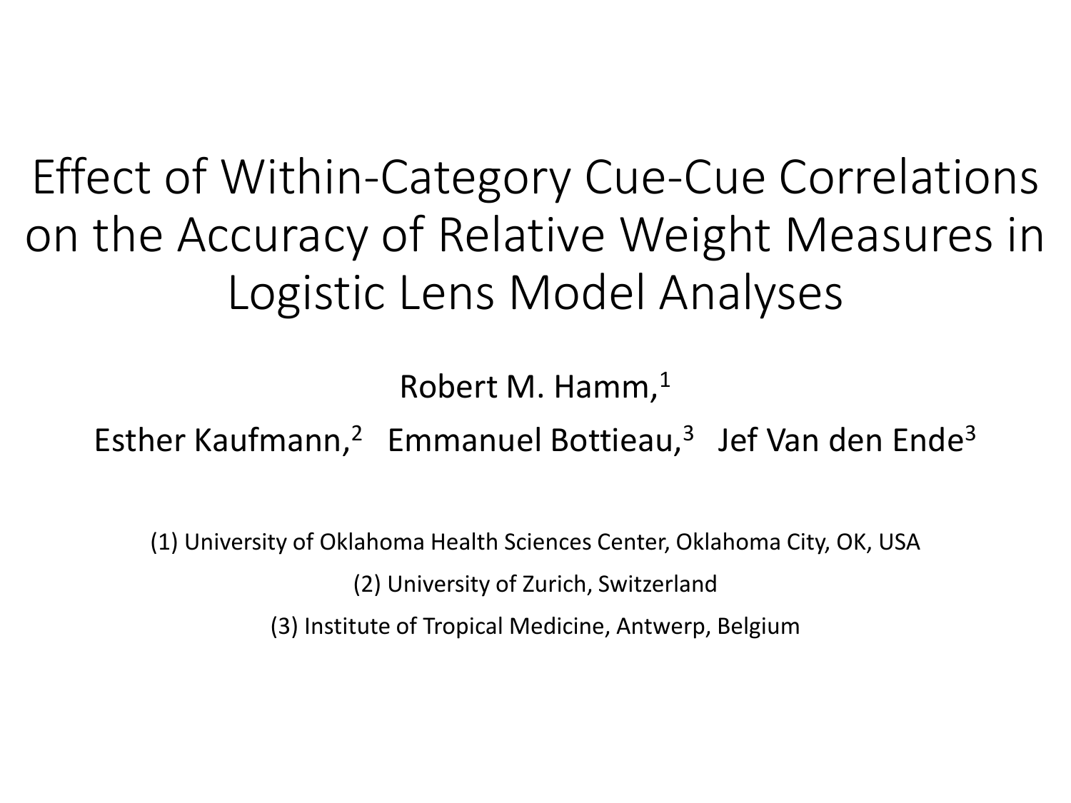# Effect of Within-Category Cue-Cue Correlations on the Accuracy of Relative Weight Measures in Logistic Lens Model Analyses

Robert M. Hamm,[1]

Esther Kaufmann,[2] Emmanuel Bottieau,[3] Jef Van den Ende[3]

(1) University of Oklahoma Health Sciences Center, Oklahoma City, OK, USA

(2) University of Zurich, Switzerland

(3) Institute of Tropical Medicine, Antwerp, Belgium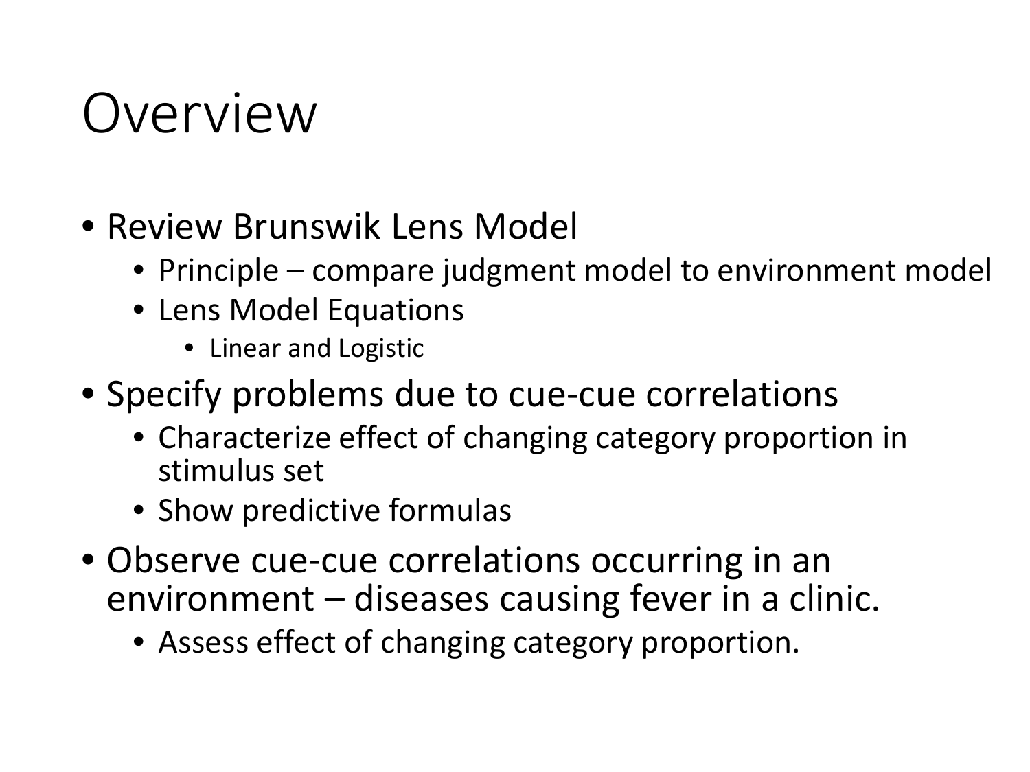# Overview

- Review Brunswik Lens Model
  - Principle – compare judgment model to environment model
  - Lens Model Equations
    - Linear and Logistic
- Specify problems due to cue-cue correlations
  - Characterize effect of changing category proportion in stimulus set
  - Show predictive formulas
- Observe cue-cue correlations occurring in an environment – diseases causing fever in a clinic.
  - Assess effect of changing category proportion.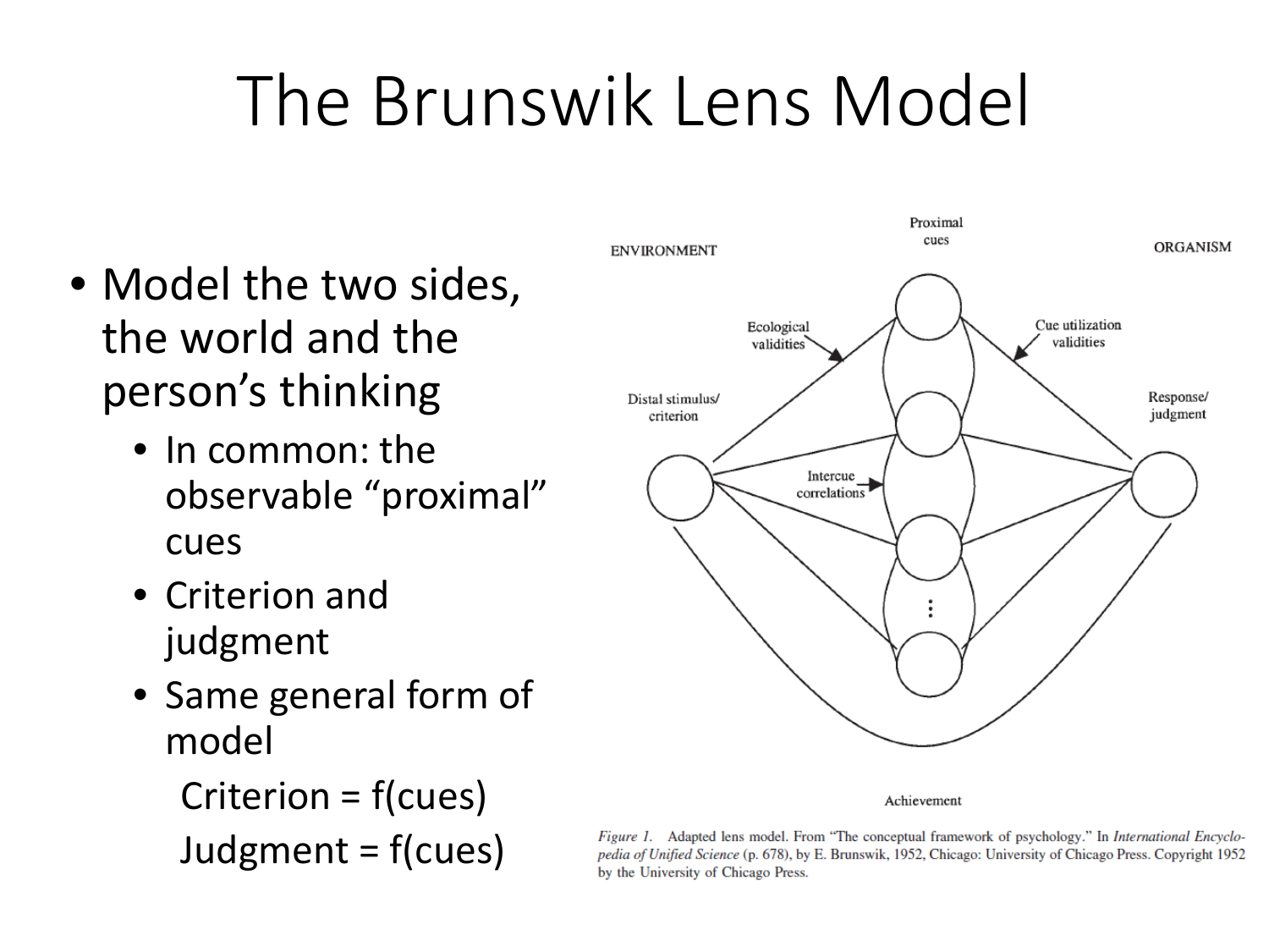# The Brunswik Lens Model

- Model the two sides, the world and the person's thinking
  - In common: the observable "proximal" cues
  - Criterion and judgment
  - Same general form of model

    Criterion = f(cues)

    Judgment = f(cues)

*Figure 1.* Adapted lens model. From "The conceptual framework of psychology." In *International Encyclopedia of Unified Science* (p. 678), by E. Brunswik, 1952, Chicago: University of Chicago Press. Copyright 1952 by the University of Chicago Press.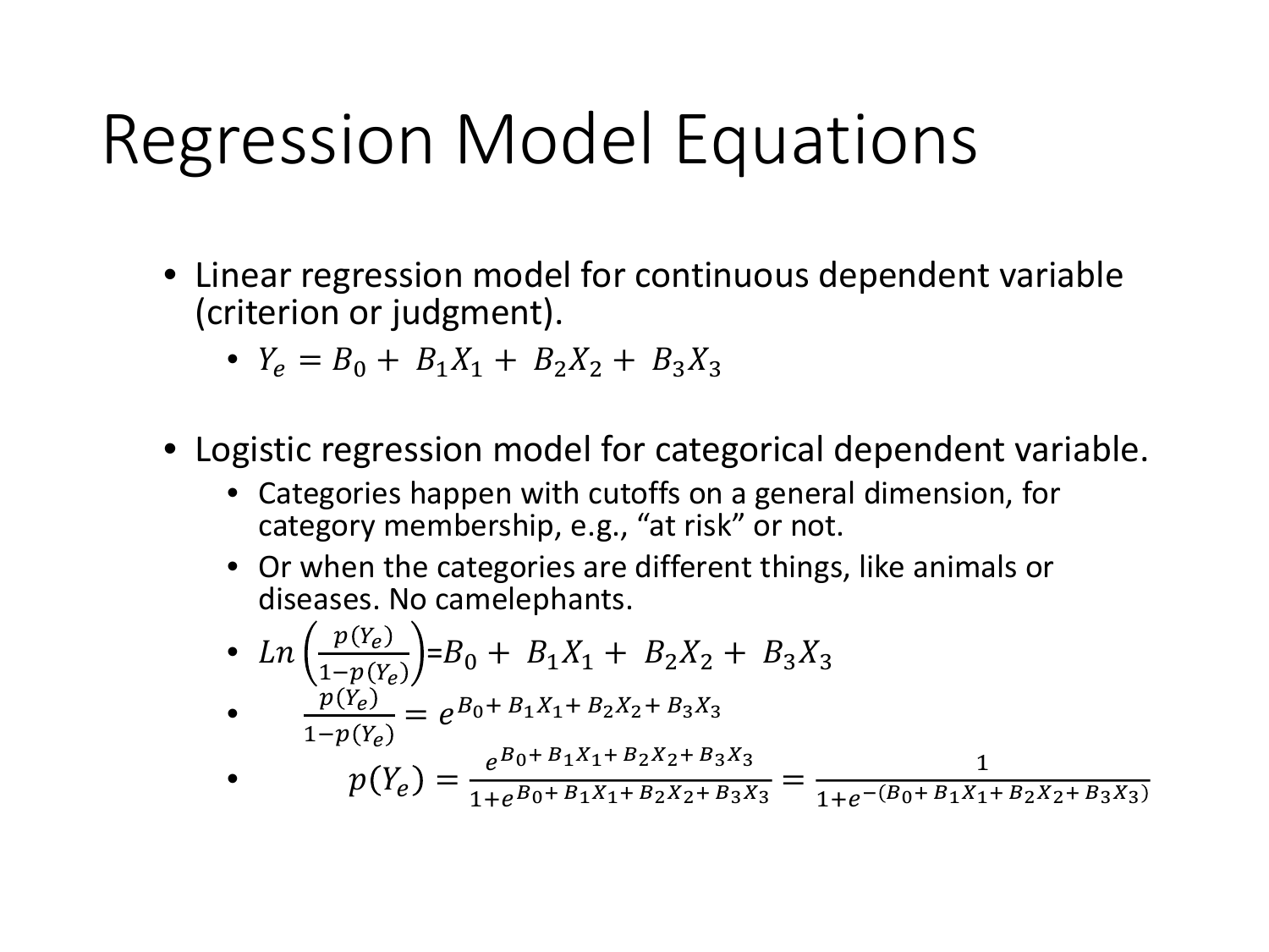# Regression Model Equations

- Linear regression model for continuous dependent variable (criterion or judgment).
  - $Y_e = B_0 + B_1X_1 + B_2X_2 + B_3X_3$
- Logistic regression model for categorical dependent variable.
  - Categories happen with cutoffs on a general dimension, for category membership, e.g., "at risk" or not.
  - Or when the categories are different things, like animals or diseases. No camelephants.
  - $Ln\left(\frac{p(Y_e)}{1-p(Y_e)}\right) = B_0 + B_1X_1 + B_2X_2 + B_3X_3$
  - $\frac{p(Y_e)}{1-p(Y_e)} = e^{B_0 + B_1X_1 + B_2X_2 + B_3X_3}$
  - $p(Y_e) = \frac{e^{B_0 + B_1X_1 + B_2X_2 + B_3X_3}}{1+e^{B_0 + B_1X_1 + B_2X_2 + B_3X_3}} = \frac{1}{1+e^{-(B_0 + B_1X_1 + B_2X_2 + B_3X_3)}}$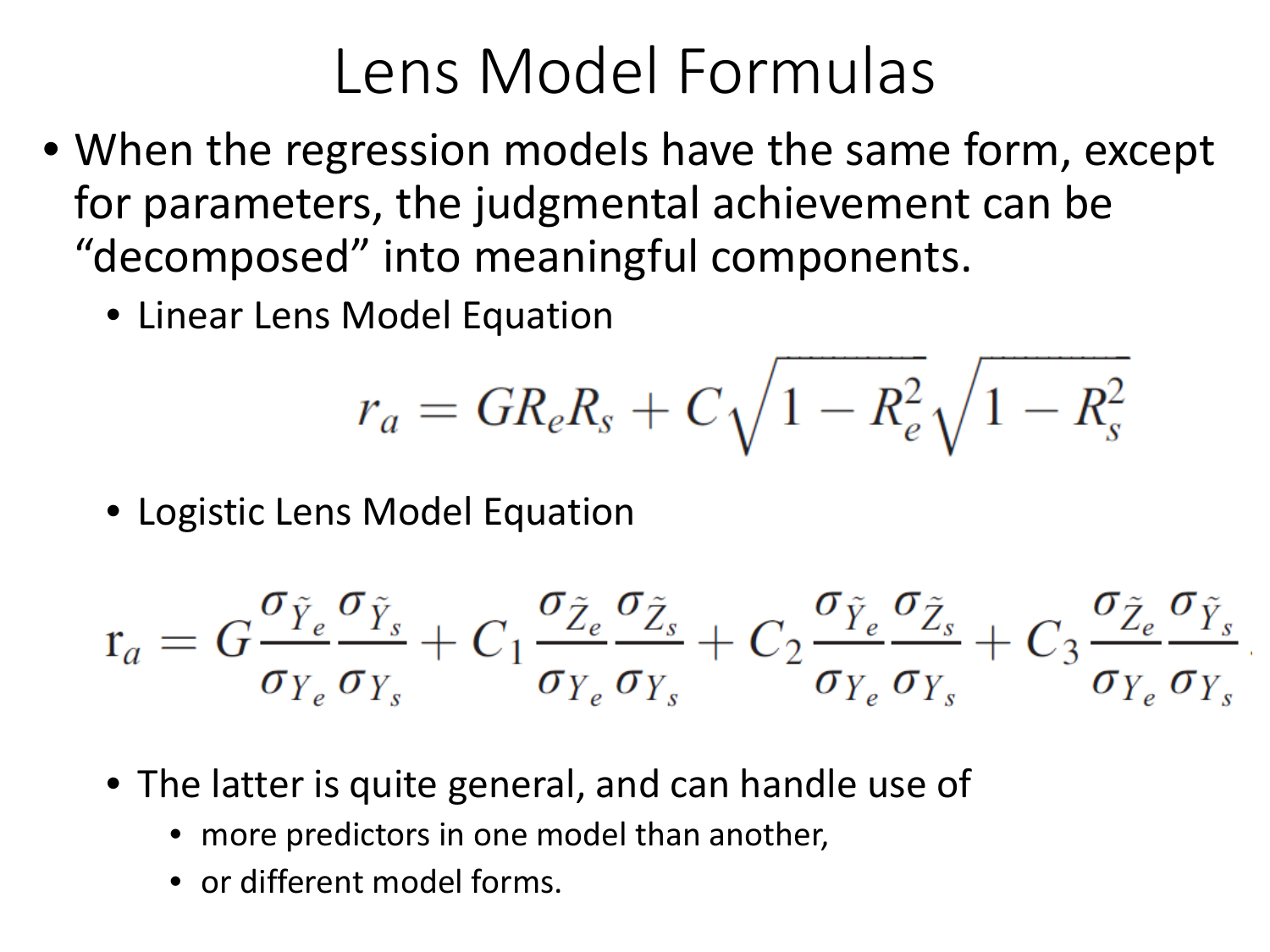# Lens Model Formulas

- When the regression models have the same form, except for parameters, the judgmental achievement can be "decomposed" into meaningful components.
  - Linear Lens Model Equation

$$r_a = G R_e R_s + C\sqrt{1 - R_e^2}\sqrt{1 - R_s^2}$$

  - Logistic Lens Model Equation

$$\mathrm{r}_a = G\frac{\sigma_{\tilde{Y}_e}}{\sigma_{Y_e}}\frac{\sigma_{\tilde{Y}_s}}{\sigma_{Y_s}} + C_1\frac{\sigma_{\tilde{Z}_e}}{\sigma_{Y_e}}\frac{\sigma_{\tilde{Z}_s}}{\sigma_{Y_s}} + C_2\frac{\sigma_{\tilde{Y}_e}}{\sigma_{Y_e}}\frac{\sigma_{\tilde{Z}_s}}{\sigma_{Y_s}} + C_3\frac{\sigma_{\tilde{Z}_e}}{\sigma_{Y_e}}\frac{\sigma_{\tilde{Y}_s}}{\sigma_{Y_s}}$$

  - The latter is quite general, and can handle use of
    - more predictors in one model than another,
    - or different model forms.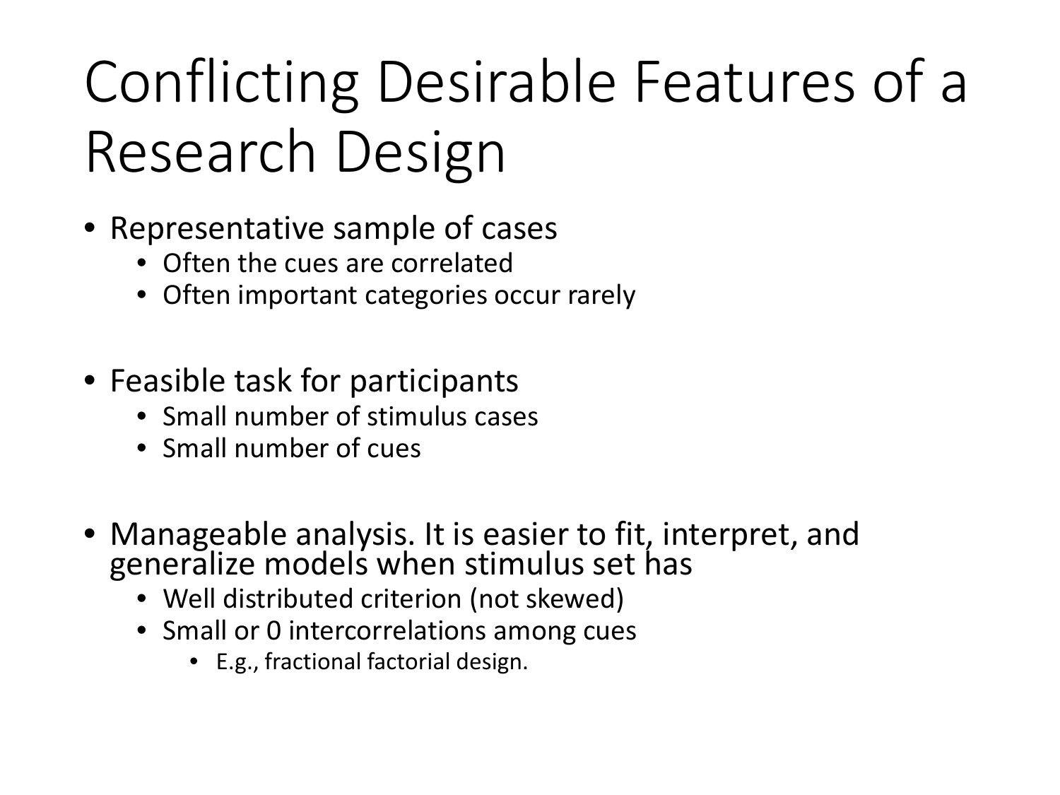# Conflicting Desirable Features of a Research Design

- Representative sample of cases
  - Often the cues are correlated
  - Often important categories occur rarely
- Feasible task for participants
  - Small number of stimulus cases
  - Small number of cues
- Manageable analysis. It is easier to fit, interpret, and generalize models when stimulus set has
  - Well distributed criterion (not skewed)
  - Small or 0 intercorrelations among cues
    - E.g., fractional factorial design.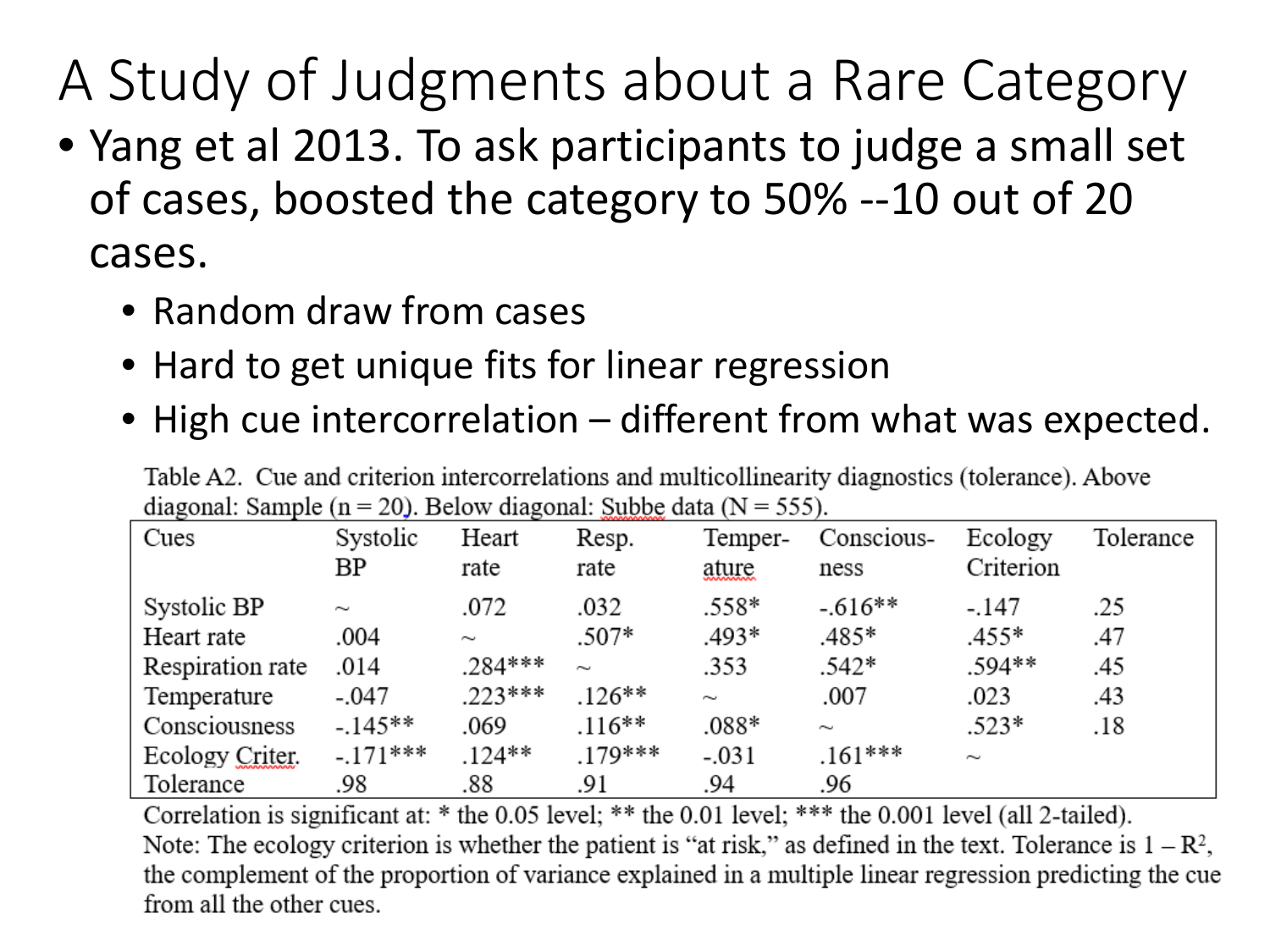# A Study of Judgments about a Rare Category

- Yang et al 2013. To ask participants to judge a small set of cases, boosted the category to 50% --10 out of 20 cases.
  - Random draw from cases
  - Hard to get unique fits for linear regression
  - High cue intercorrelation – different from what was expected.

Table A2. Cue and criterion intercorrelations and multicollinearity diagnostics (tolerance). Above diagonal: Sample (n = 20). Below diagonal: Subbe data (N = 555).

| Cues | Systolic BP | Heart rate | Resp. rate | Temperature | Consciousness | Ecology Criterion | Tolerance |
|---|---|---|---|---|---|---|---|
| Systolic BP | ~ | .072 | .032 | .558* | -.616** | -.147 | .25 |
| Heart rate | .004 | ~ | .507* | .493* | .485* | .455* | .47 |
| Respiration rate | .014 | .284*** | ~ | .353 | .542* | .594** | .45 |
| Temperature | -.047 | .223*** | .126** | ~ | .007 | .023 | .43 |
| Consciousness | -.145** | .069 | .116** | .088* | ~ | .523* | .18 |
| Ecology Criter. | -.171*** | .124** | .179*** | -.031 | .161*** | ~ | |
| Tolerance | .98 | .88 | .91 | .94 | .96 | | |

Correlation is significant at: * the 0.05 level; ** the 0.01 level; *** the 0.001 level (all 2-tailed).
Note: The ecology criterion is whether the patient is "at risk," as defined in the text. Tolerance is $1 - R^2$, the complement of the proportion of variance explained in a multiple linear regression predicting the cue from all the other cues.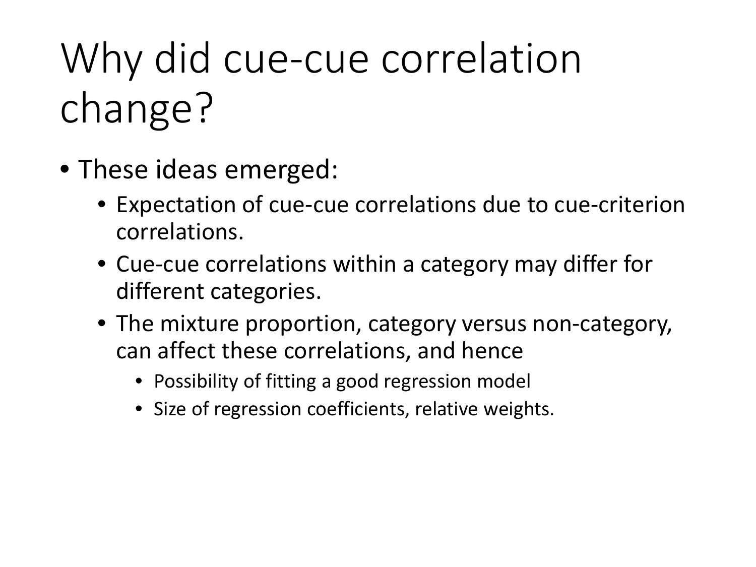# Why did cue-cue correlation change?

- These ideas emerged:
  - Expectation of cue-cue correlations due to cue-criterion correlations.
  - Cue-cue correlations within a category may differ for different categories.
  - The mixture proportion, category versus non-category, can affect these correlations, and hence
    - Possibility of fitting a good regression model
    - Size of regression coefficients, relative weights.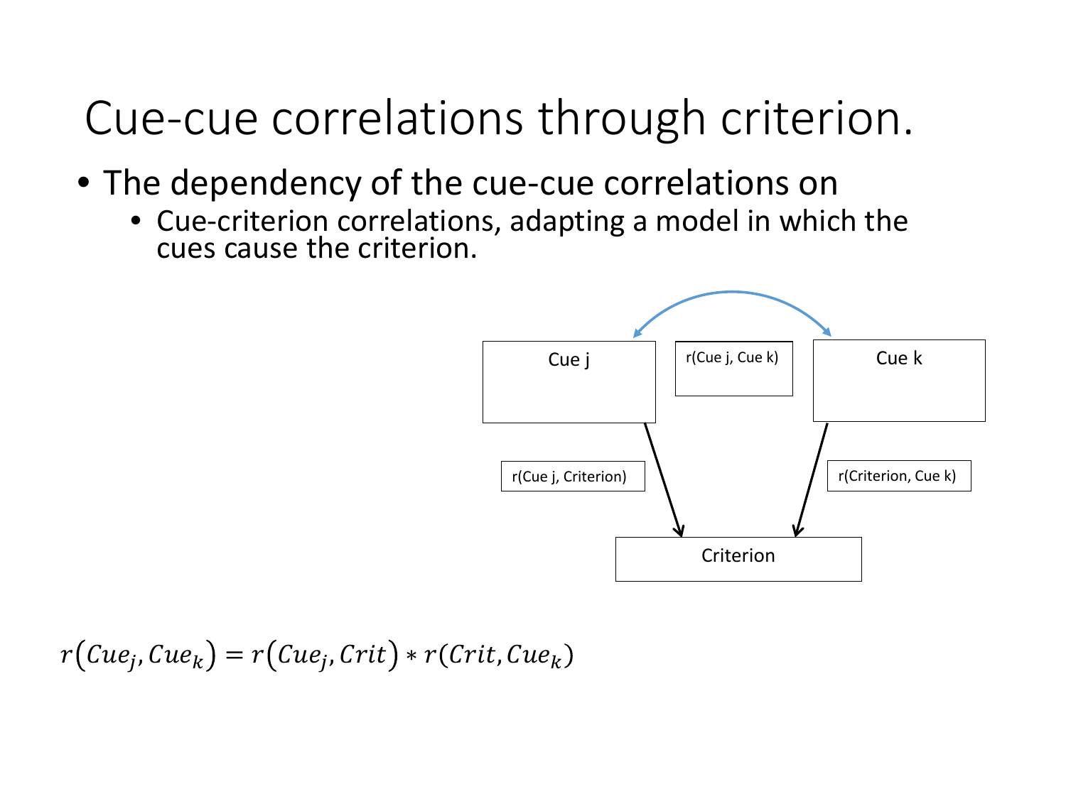# Cue-cue correlations through criterion.

- The dependency of the cue-cue correlations on
  - Cue-criterion correlations, adapting a model in which the cues cause the criterion.

Cue j

r(Cue j, Cue k)

Cue k

r(Cue j, Criterion)

r(Criterion, Cue k)

Criterion

$$r(Cue_j, Cue_k) = r(Cue_j, Crit) * r(Crit, Cue_k)$$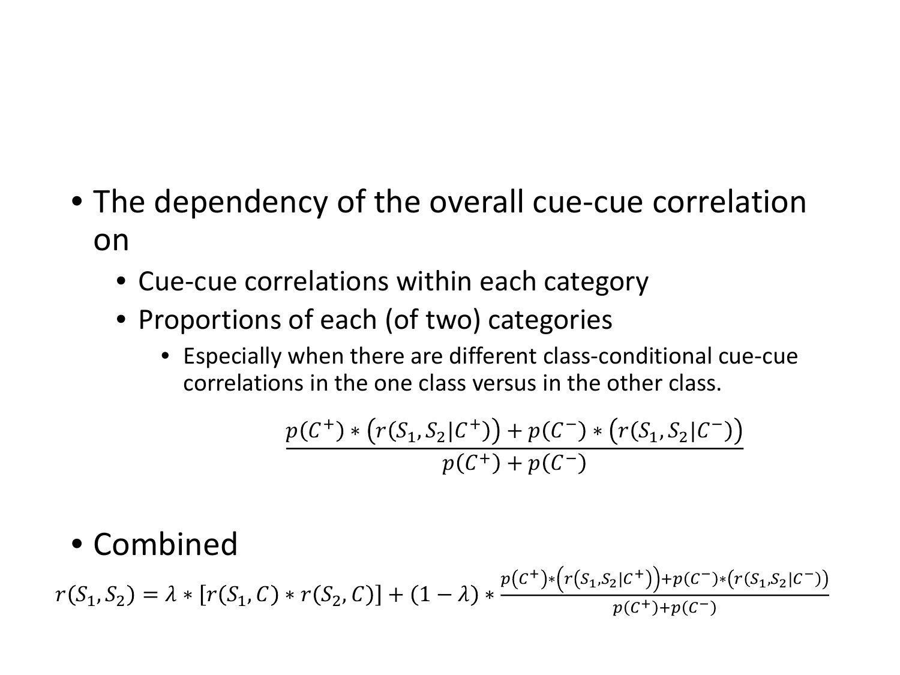- The dependency of the overall cue-cue correlation on
  - Cue-cue correlations within each category
  - Proportions of each (of two) categories
    - Especially when there are different class-conditional cue-cue correlations in the one class versus in the other class.

$$\frac{p(C^+) * \left(r(S_1, S_2|C^+)\right) + p(C^-) * \left(r(S_1, S_2|C^-)\right)}{p(C^+) + p(C^-)}$$

- Combined

$$r(S_1, S_2) = \lambda * [r(S_1, C) * r(S_2, C)] + (1 - \lambda) * \frac{p(C^+) * \left(r(S_1, S_2|C^+)\right) + p(C^-) * \left(r(S_1, S_2|C^-)\right)}{p(C^+) + p(C^-)}$$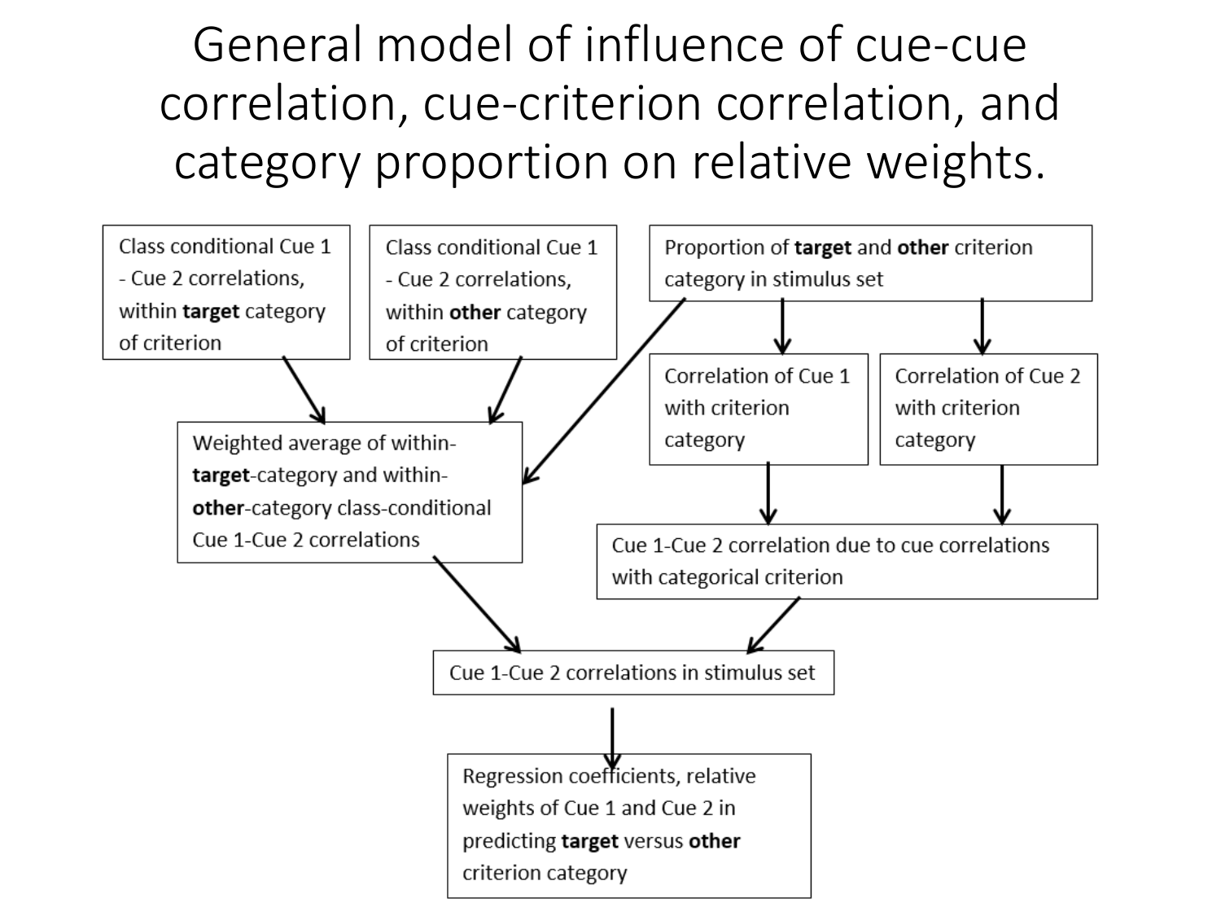# General model of influence of cue-cue correlation, cue-criterion correlation, and category proportion on relative weights.

- Class conditional Cue 1 - Cue 2 correlations, within **target** category of criterion
- Class conditional Cue 1 - Cue 2 correlations, within **other** category of criterion
- Proportion of **target** and **other** criterion category in stimulus set
- Correlation of Cue 1 with criterion category
- Correlation of Cue 2 with criterion category
- Weighted average of within-**target**-category and within-**other**-category class-conditional Cue 1-Cue 2 correlations
- Cue 1-Cue 2 correlation due to cue correlations with categorical criterion
- Cue 1-Cue 2 correlations in stimulus set
- Regression coefficients, relative weights of Cue 1 and Cue 2 in predicting **target** versus **other** criterion category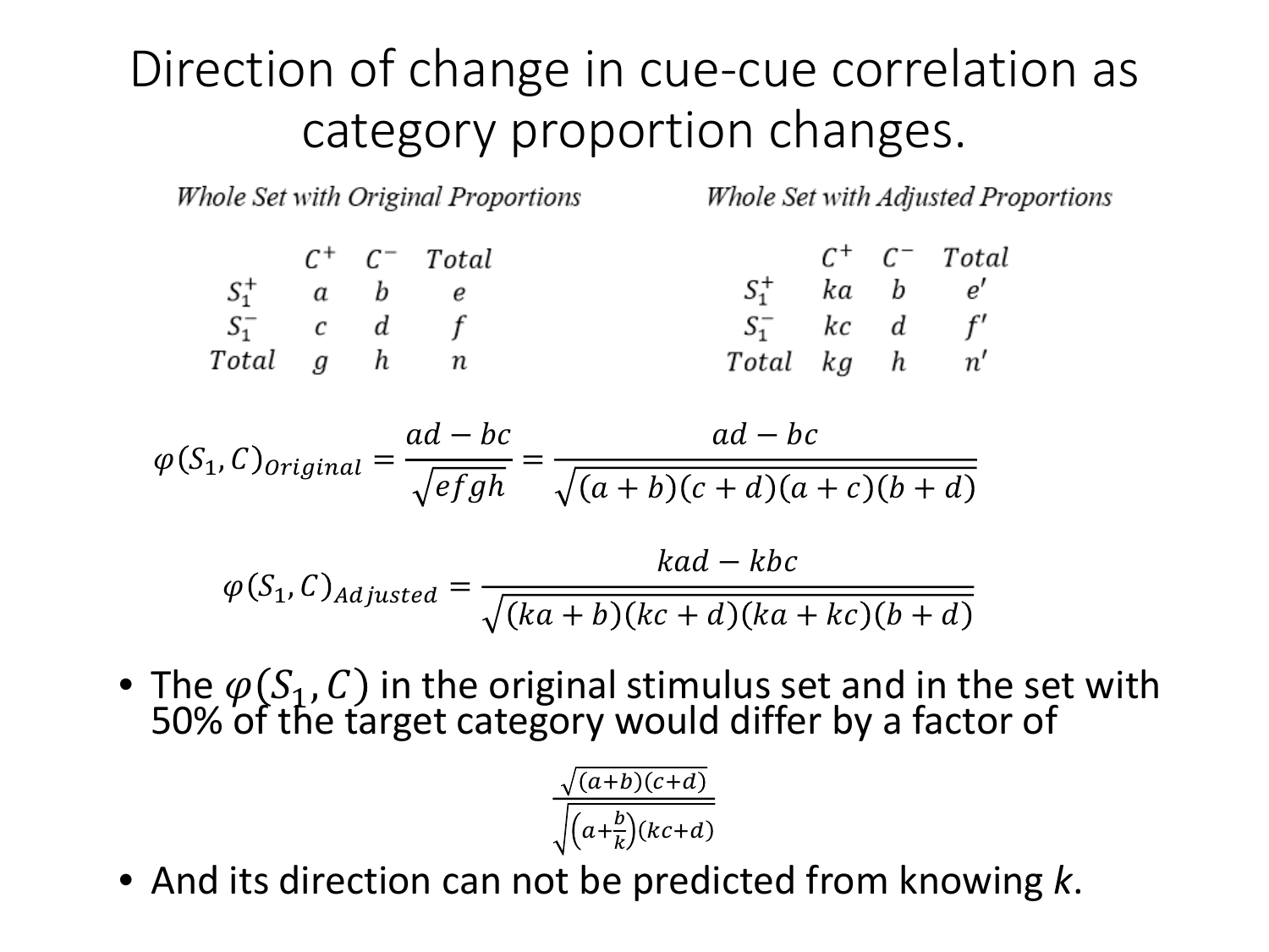# Direction of change in cue-cue correlation as category proportion changes.

*Whole Set with Original Proportions*

|  | $C^+$ | $C^-$ | $Total$ |
|---|---|---|---|
| $S_1^+$ | $a$ | $b$ | $e$ |
| $S_1^-$ | $c$ | $d$ | $f$ |
| $Total$ | $g$ | $h$ | $n$ |

*Whole Set with Adjusted Proportions*

|  | $C^+$ | $C^-$ | $Total$ |
|---|---|---|---|
| $S_1^+$ | $ka$ | $b$ | $e'$ |
| $S_1^-$ | $kc$ | $d$ | $f'$ |
| $Total$ | $kg$ | $h$ | $n'$ |

$$\varphi(S_1, C)_{Original} = \frac{ad - bc}{\sqrt{efgh}} = \frac{ad - bc}{\sqrt{(a+b)(c+d)(a+c)(b+d)}}$$

$$\varphi(S_1, C)_{Adjusted} = \frac{kad - kbc}{\sqrt{(ka+b)(kc+d)(ka+kc)(b+d)}}$$

- The $\varphi(S_1, C)$ in the original stimulus set and in the set with 50% of the target category would differ by a factor of

$$\frac{\sqrt{(a+b)(c+d)}}{\sqrt{\left(a+\frac{b}{k}\right)(kc+d)}}$$

- And its direction can not be predicted from knowing *k*.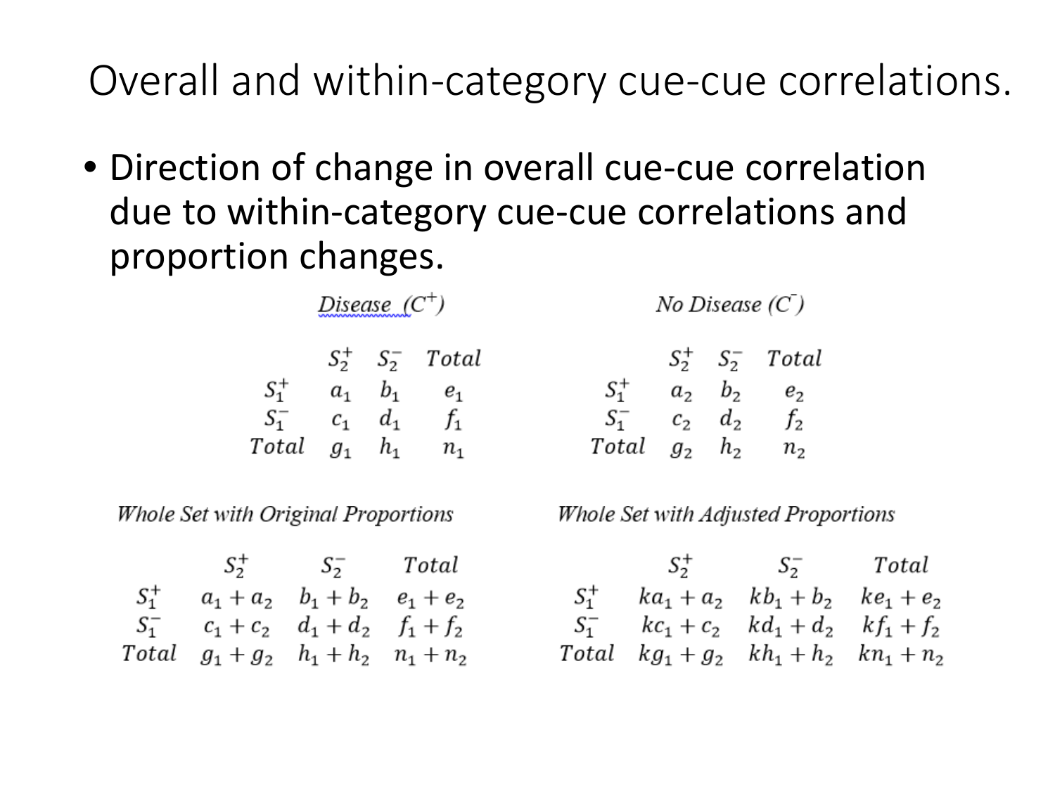# Overall and within-category cue-cue correlations.

- Direction of change in overall cue-cue correlation due to within-category cue-cue correlations and proportion changes.

*Disease ($C^+$)*

| | $S_2^+$ | $S_2^-$ | *Total* |
|---|---|---|---|
| $S_1^+$ | $a_1$ | $b_1$ | $e_1$ |
| $S_1^-$ | $c_1$ | $d_1$ | $f_1$ |
| *Total* | $g_1$ | $h_1$ | $n_1$ |

*No Disease ($C^-$)*

| | $S_2^+$ | $S_2^-$ | *Total* |
|---|---|---|---|
| $S_1^+$ | $a_2$ | $b_2$ | $e_2$ |
| $S_1^-$ | $c_2$ | $d_2$ | $f_2$ |
| *Total* | $g_2$ | $h_2$ | $n_2$ |

*Whole Set with Original Proportions*

| | $S_2^+$ | $S_2^-$ | *Total* |
|---|---|---|---|
| $S_1^+$ | $a_1 + a_2$ | $b_1 + b_2$ | $e_1 + e_2$ |
| $S_1^-$ | $c_1 + c_2$ | $d_1 + d_2$ | $f_1 + f_2$ |
| *Total* | $g_1 + g_2$ | $h_1 + h_2$ | $n_1 + n_2$ |

*Whole Set with Adjusted Proportions*

| | $S_2^+$ | $S_2^-$ | *Total* |
|---|---|---|---|
| $S_1^+$ | $ka_1 + a_2$ | $kb_1 + b_2$ | $ke_1 + e_2$ |
| $S_1^-$ | $kc_1 + c_2$ | $kd_1 + d_2$ | $kf_1 + f_2$ |
| *Total* | $kg_1 + g_2$ | $kh_1 + h_2$ | $kn_1 + n_2$ |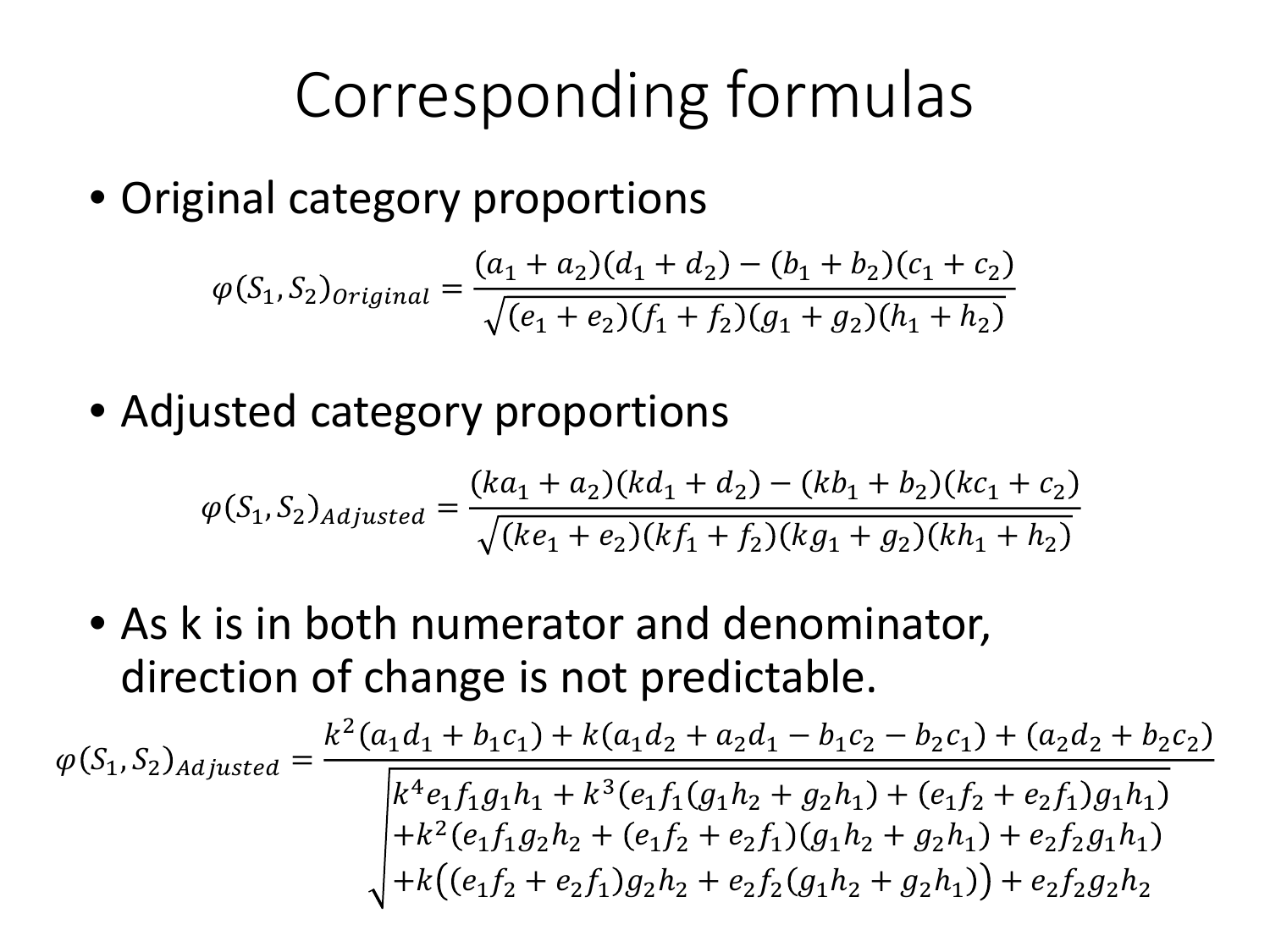# Corresponding formulas

- Original category proportions

$$\varphi(S_1, S_2)_{Original} = \frac{(a_1 + a_2)(d_1 + d_2) - (b_1 + b_2)(c_1 + c_2)}{\sqrt{(e_1 + e_2)(f_1 + f_2)(g_1 + g_2)(h_1 + h_2)}}$$

- Adjusted category proportions

$$\varphi(S_1, S_2)_{Adjusted} = \frac{(ka_1 + a_2)(kd_1 + d_2) - (kb_1 + b_2)(kc_1 + c_2)}{\sqrt{(ke_1 + e_2)(kf_1 + f_2)(kg_1 + g_2)(kh_1 + h_2)}}$$

- As k is in both numerator and denominator, direction of change is not predictable.

$$\varphi(S_1, S_2)_{Adjusted} = \frac{k^2(a_1 d_1 + b_1 c_1) + k(a_1 d_2 + a_2 d_1 - b_1 c_2 - b_2 c_1) + (a_2 d_2 + b_2 c_2)}{\sqrt{\begin{array}{l} k^4 e_1 f_1 g_1 h_1 + k^3(e_1 f_1(g_1 h_2 + g_2 h_1) + (e_1 f_2 + e_2 f_1) g_1 h_1) \\ + k^2(e_1 f_1 g_2 h_2 + (e_1 f_2 + e_2 f_1)(g_1 h_2 + g_2 h_1) + e_2 f_2 g_1 h_1) \\ + k\big((e_1 f_2 + e_2 f_1) g_2 h_2 + e_2 f_2 (g_1 h_2 + g_2 h_1)\big) + e_2 f_2 g_2 h_2 \end{array}}}$$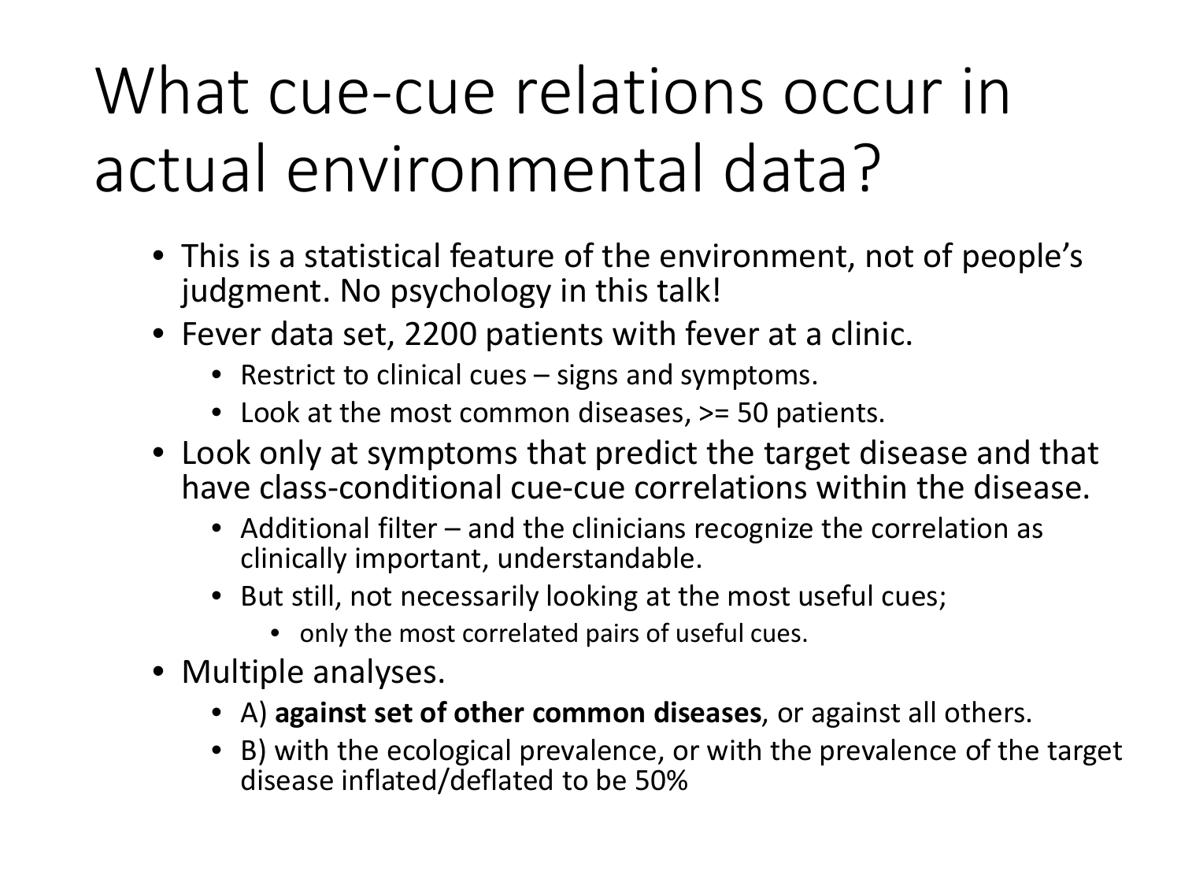# What cue-cue relations occur in actual environmental data?

- This is a statistical feature of the environment, not of people's judgment. No psychology in this talk!
- Fever data set, 2200 patients with fever at a clinic.
  - Restrict to clinical cues – signs and symptoms.
  - Look at the most common diseases, >= 50 patients.
- Look only at symptoms that predict the target disease and that have class-conditional cue-cue correlations within the disease.
  - Additional filter – and the clinicians recognize the correlation as clinically important, understandable.
  - But still, not necessarily looking at the most useful cues;
    - only the most correlated pairs of useful cues.
- Multiple analyses.
  - A) **against set of other common diseases**, or against all others.
  - B) with the ecological prevalence, or with the prevalence of the target disease inflated/deflated to be 50%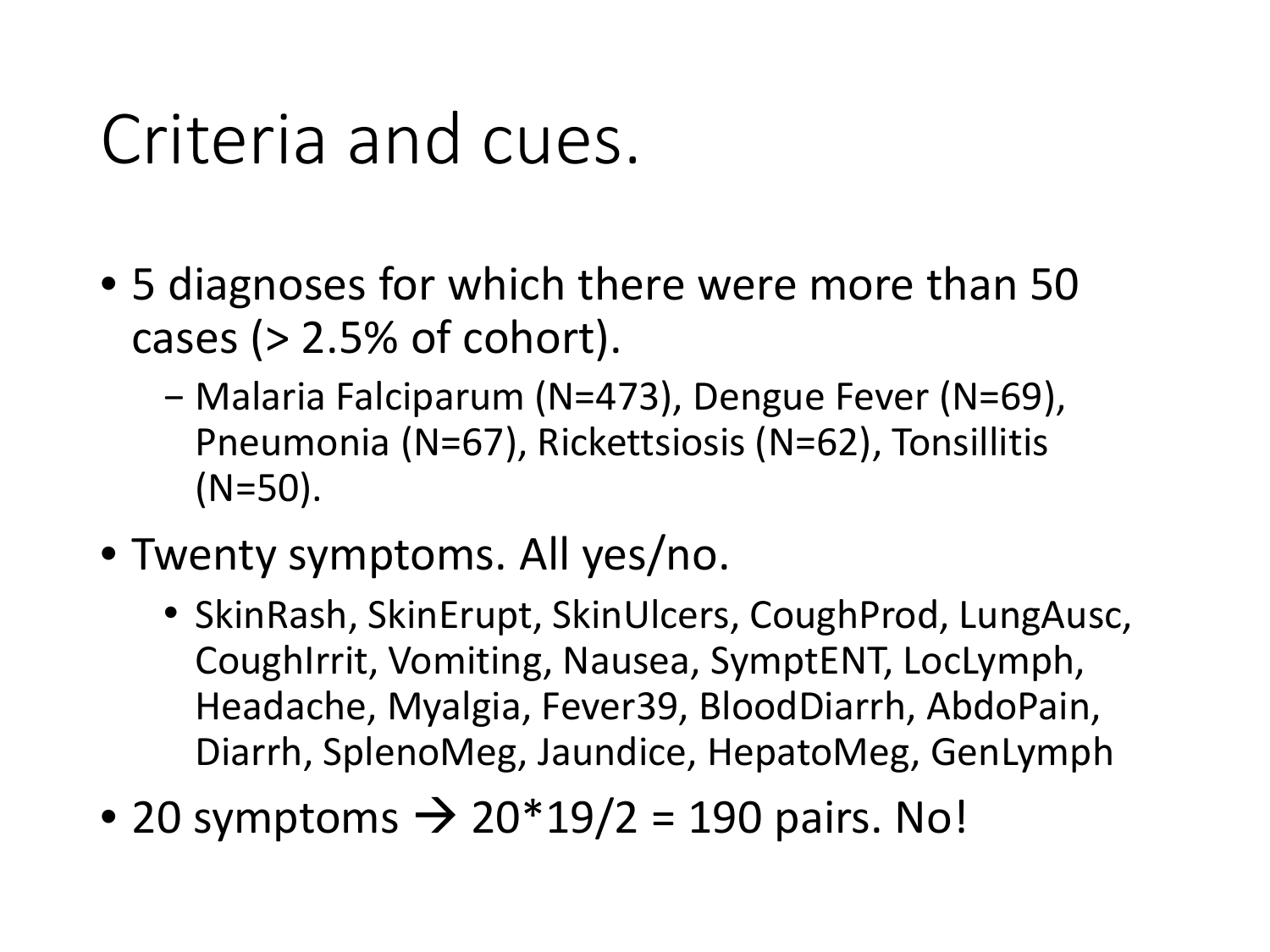# Criteria and cues.

- 5 diagnoses for which there were more than 50 cases (> 2.5% of cohort).
  - Malaria Falciparum (N=473), Dengue Fever (N=69), Pneumonia (N=67), Rickettsiosis (N=62), Tonsillitis (N=50).
- Twenty symptoms. All yes/no.
  - SkinRash, SkinErupt, SkinUlcers, CoughProd, LungAusc, CoughIrrit, Vomiting, Nausea, SymptENT, LocLymph, Headache, Myalgia, Fever39, BloodDiarrh, AbdoPain, Diarrh, SplenoMeg, Jaundice, HepatoMeg, GenLymph
- 20 symptoms → 20*19/2 = 190 pairs. No!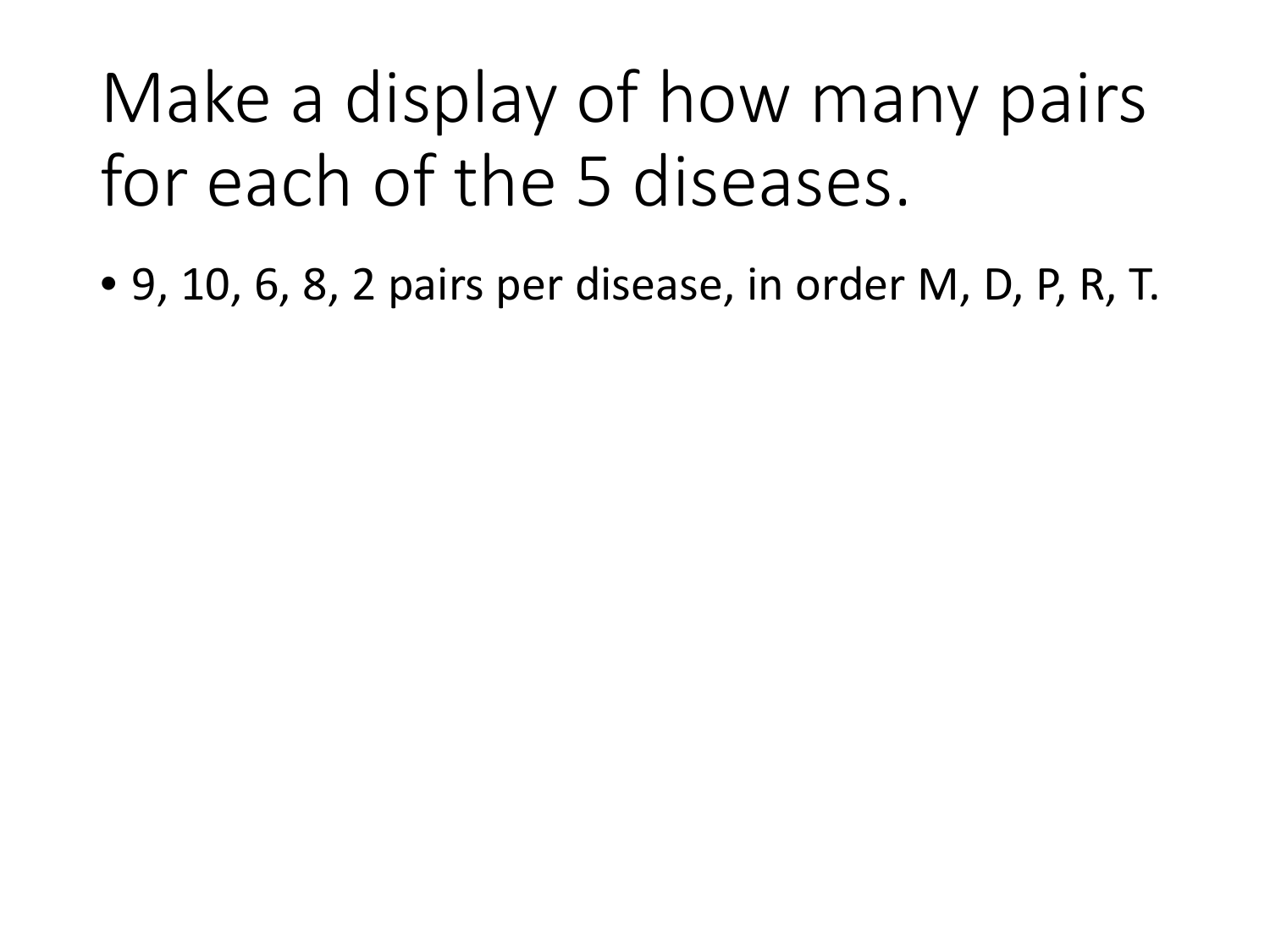# Make a display of how many pairs for each of the 5 diseases.

- 9, 10, 6, 8, 2 pairs per disease, in order M, D, P, R, T.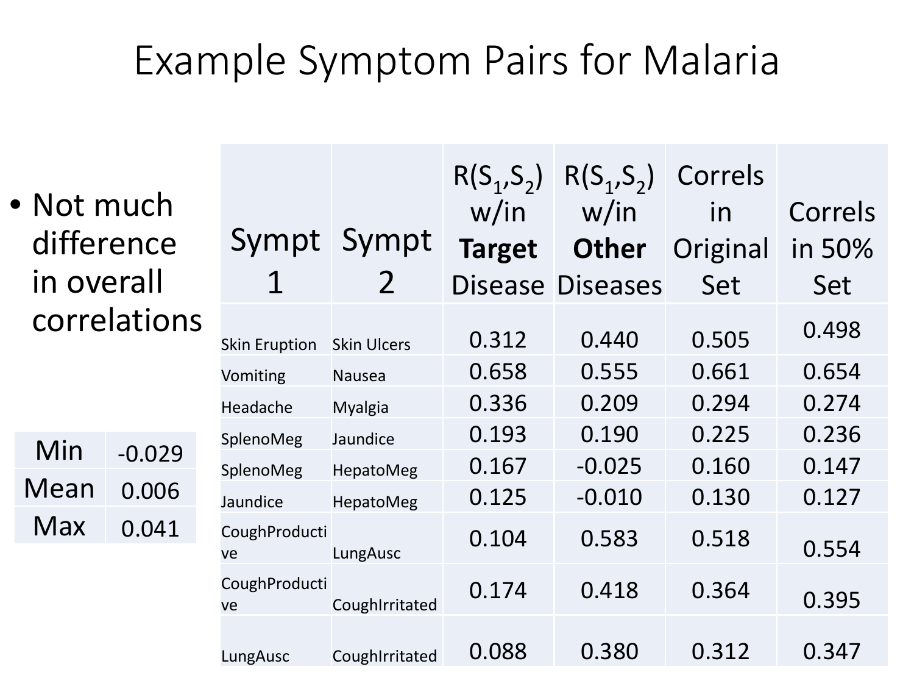# Example Symptom Pairs for Malaria

- Not much difference in overall correlations

| Min | -0.029 |
|---|---|
| Mean | 0.006 |
| Max | 0.041 |

| Sympt 1 | Sympt 2 | $R(S_1,S_2)$ w/in **Target** Disease | $R(S_1,S_2)$ w/in **Other** Diseases | Correls in Original Set | Correls in 50% Set |
|---|---|---|---|---|---|
| Skin Eruption | Skin Ulcers | 0.312 | 0.440 | 0.505 | 0.498 |
| Vomiting | Nausea | 0.658 | 0.555 | 0.661 | 0.654 |
| Headache | Myalgia | 0.336 | 0.209 | 0.294 | 0.274 |
| SplenoMeg | Jaundice | 0.193 | 0.190 | 0.225 | 0.236 |
| SplenoMeg | HepatoMeg | 0.167 | -0.025 | 0.160 | 0.147 |
| Jaundice | HepatoMeg | 0.125 | -0.010 | 0.130 | 0.127 |
| CoughProductive | LungAusc | 0.104 | 0.583 | 0.518 | 0.554 |
| CoughProductive | CoughIrritated | 0.174 | 0.418 | 0.364 | 0.395 |
| LungAusc | CoughIrritated | 0.088 | 0.380 | 0.312 | 0.347 |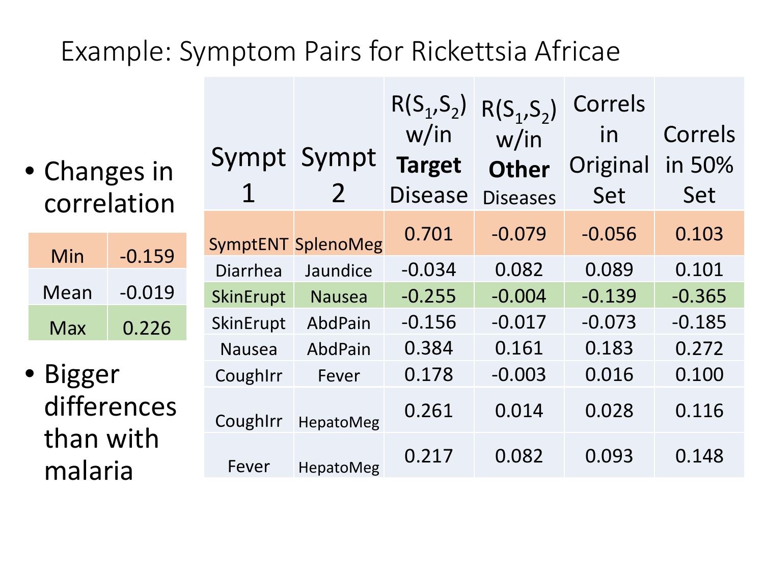# Example: Symptom Pairs for Rickettsia Africae

- Changes in correlation

| Min | -0.159 |
|---|---|
| Mean | -0.019 |
| Max | 0.226 |

- Bigger differences than with malaria

| Sympt 1 | Sympt 2 | $R(S_1,S_2)$ w/in **Target** Disease | $R(S_1,S_2)$ w/in **Other** Diseases | Correls in Original Set | Correls in 50% Set |
|---|---|---|---|---|---|
| SymptENT | SplenoMeg | 0.701 | -0.079 | -0.056 | 0.103 |
| Diarrhea | Jaundice | -0.034 | 0.082 | 0.089 | 0.101 |
| SkinErupt | Nausea | -0.255 | -0.004 | -0.139 | -0.365 |
| SkinErupt | AbdPain | -0.156 | -0.017 | -0.073 | -0.185 |
| Nausea | AbdPain | 0.384 | 0.161 | 0.183 | 0.272 |
| CoughIrr | Fever | 0.178 | -0.003 | 0.016 | 0.100 |
| CoughIrr | HepatoMeg | 0.261 | 0.014 | 0.028 | 0.116 |
| Fever | HepatoMeg | 0.217 | 0.082 | 0.093 | 0.148 |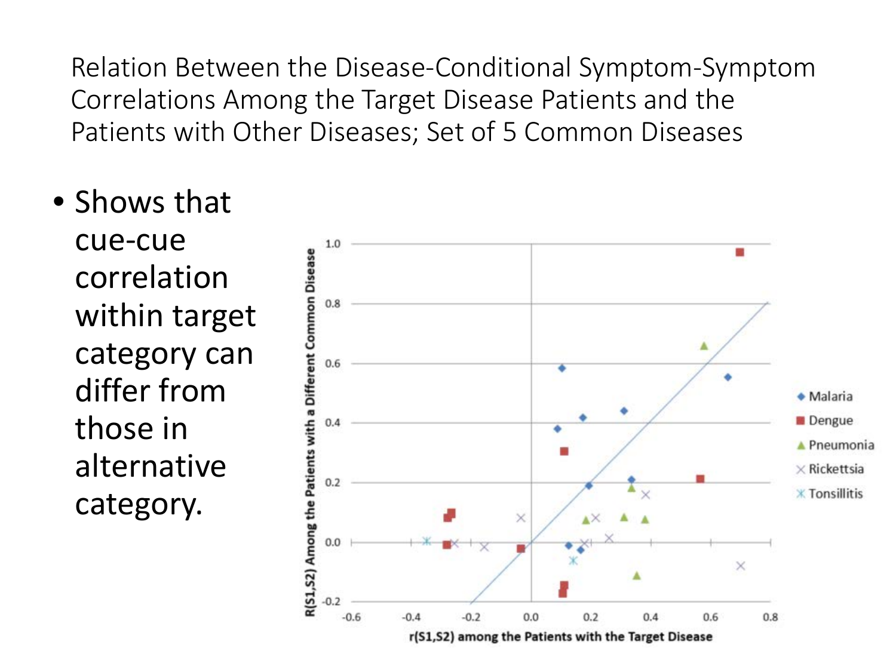# Relation Between the Disease-Conditional Symptom-Symptom Correlations Among the Target Disease Patients and the Patients with Other Diseases; Set of 5 Common Diseases

- Shows that cue-cue correlation within target category can differ from those in alternative category.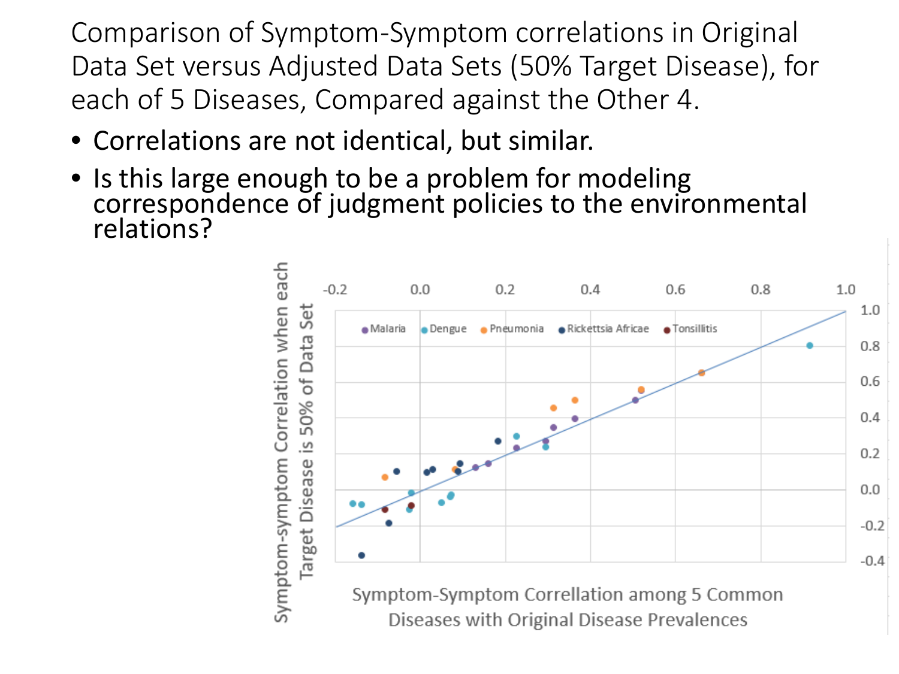# Comparison of Symptom-Symptom correlations in Original Data Set versus Adjusted Data Sets (50% Target Disease), for each of 5 Diseases, Compared against the Other 4.

- Correlations are not identical, but similar.
- Is this large enough to be a problem for modeling correspondence of judgment policies to the environmental relations?

Malaria · Dengue · Pneumonia · Rickettsia Africae · Tonsillitis

Symptom-symptom Correlation when each Target Disease is 50% of Data Set

Symptom-Symptom Correllation among 5 Common Diseases with Original Disease Prevalences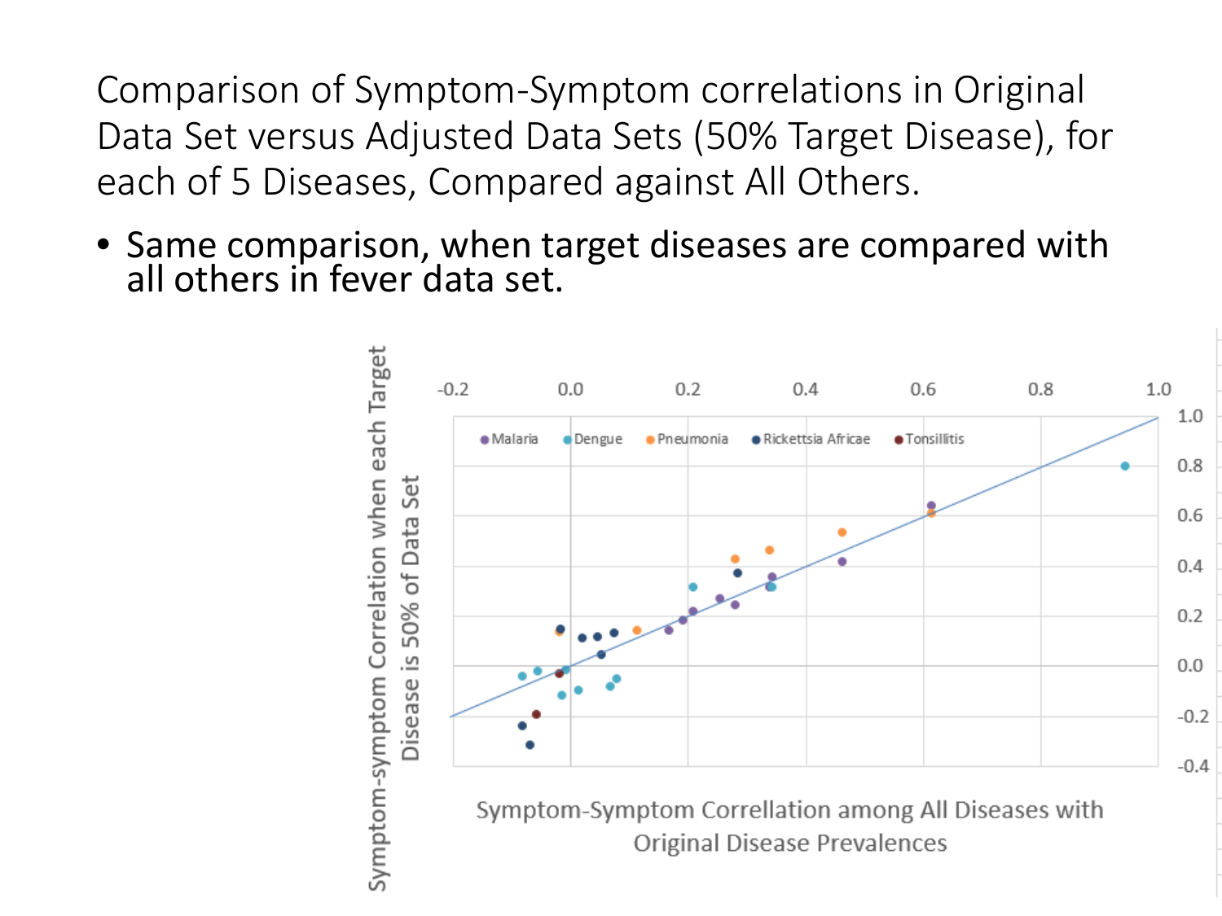# Comparison of Symptom-Symptom correlations in Original Data Set versus Adjusted Data Sets (50% Target Disease), for each of 5 Diseases, Compared against All Others.

- **Same comparison, when target diseases are compared with all others in fever data set.**

Malaria · Dengue · Pneumonia · Rickettsia Africae · Tonsillitis

Symptom-symptom Correlation when each Target Disease is 50% of Data Set

Symptom-Symptom Correllation among All Diseases with Original Disease Prevalences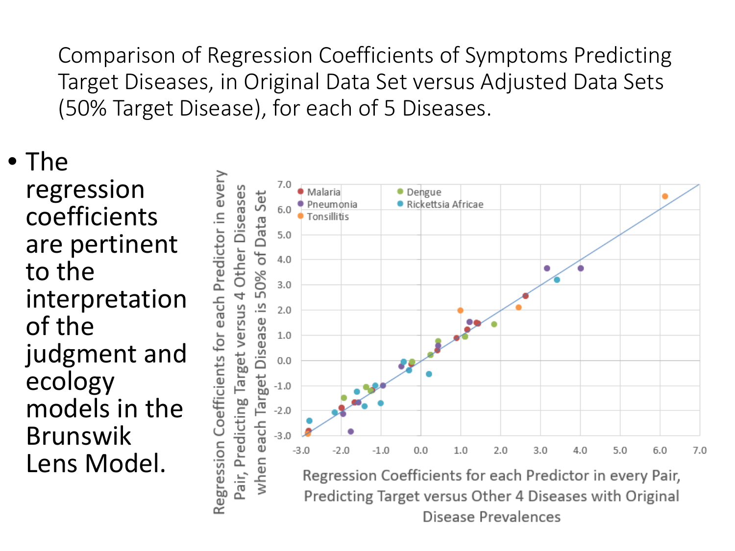# Comparison of Regression Coefficients of Symptoms Predicting Target Diseases, in Original Data Set versus Adjusted Data Sets (50% Target Disease), for each of 5 Diseases.

- The regression coefficients are pertinent to the interpretation of the judgment and ecology models in the Brunswik Lens Model.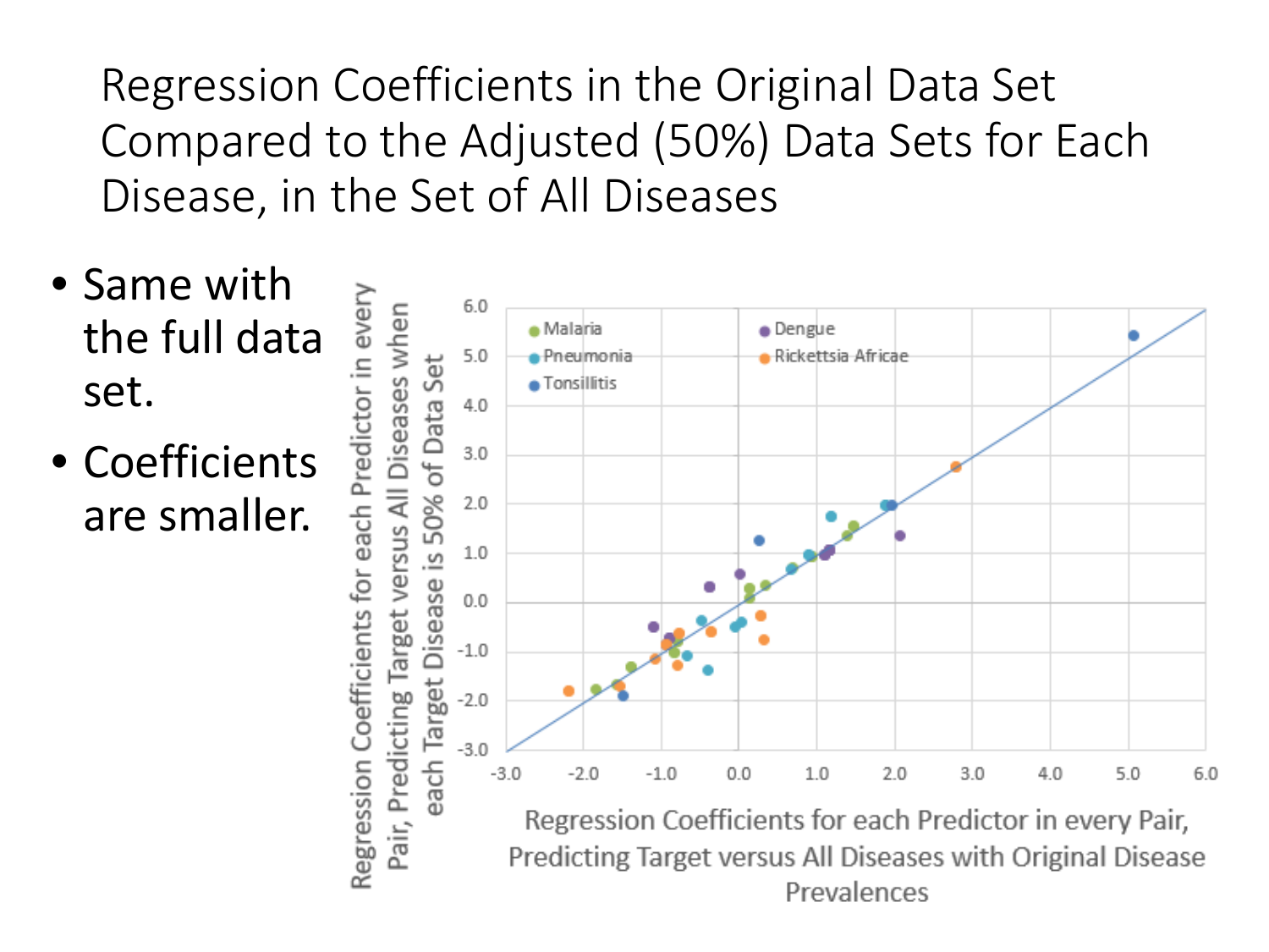# Regression Coefficients in the Original Data Set Compared to the Adjusted (50%) Data Sets for Each Disease, in the Set of All Diseases

- Same with the full data set.
- Coefficients are smaller.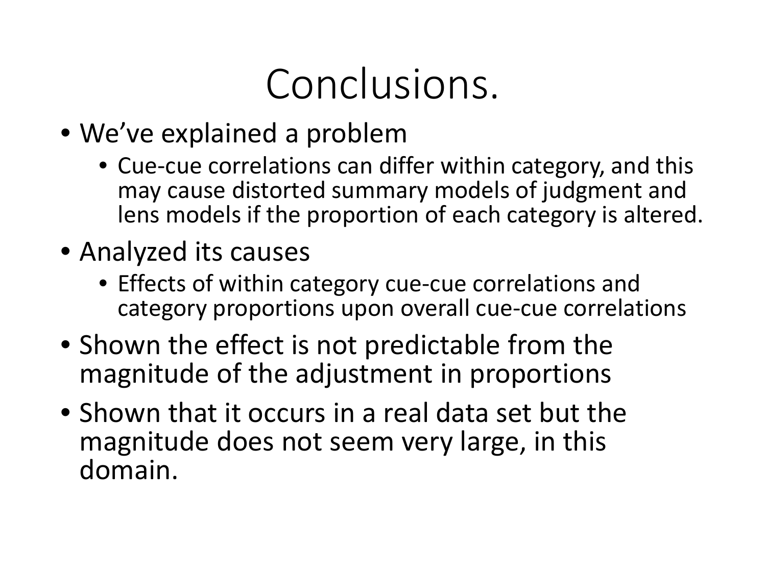# Conclusions.

- We've explained a problem
  - Cue-cue correlations can differ within category, and this may cause distorted summary models of judgment and lens models if the proportion of each category is altered.
- Analyzed its causes
  - Effects of within category cue-cue correlations and category proportions upon overall cue-cue correlations
- Shown the effect is not predictable from the magnitude of the adjustment in proportions
- Shown that it occurs in a real data set but the magnitude does not seem very large, in this domain.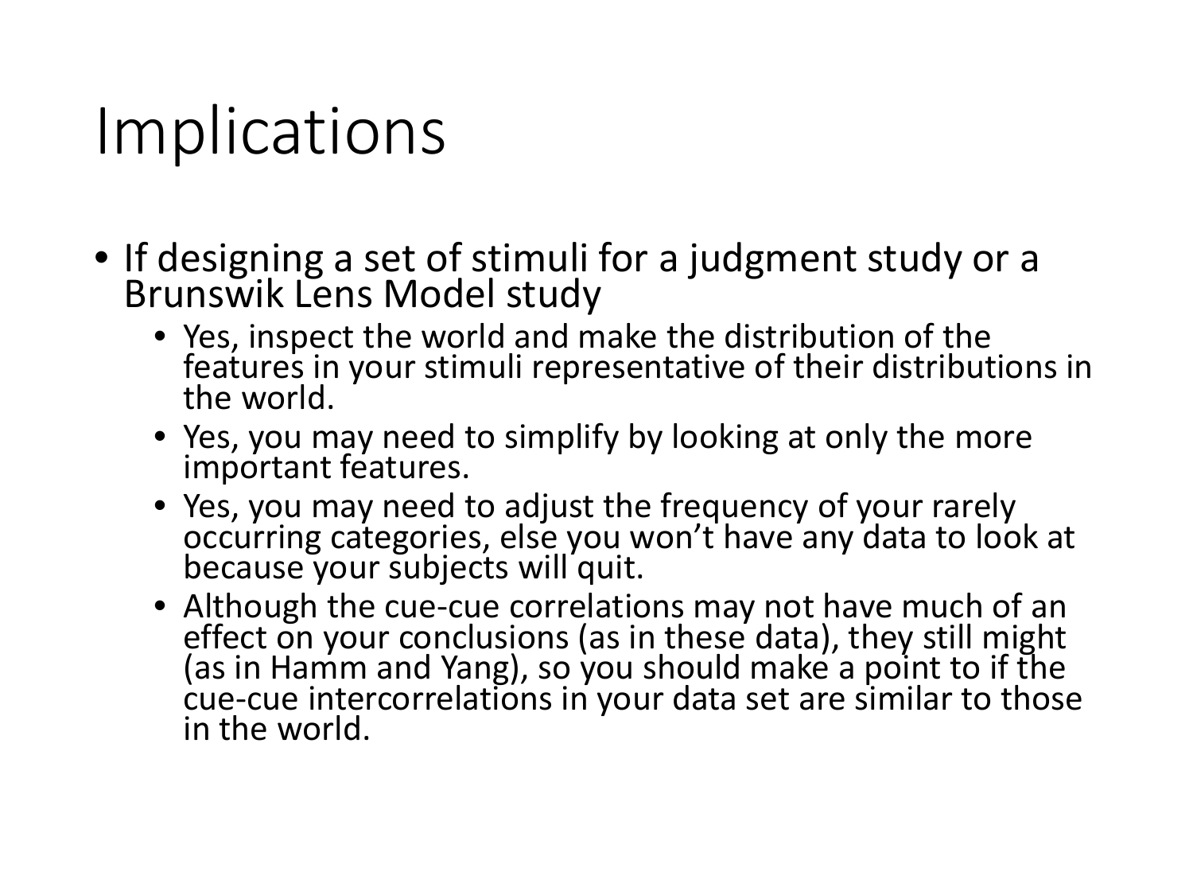# Implications

- If designing a set of stimuli for a judgment study or a Brunswik Lens Model study
  - Yes, inspect the world and make the distribution of the features in your stimuli representative of their distributions in the world.
  - Yes, you may need to simplify by looking at only the more important features.
  - Yes, you may need to adjust the frequency of your rarely occurring categories, else you won't have any data to look at because your subjects will quit.
  - Although the cue-cue correlations may not have much of an effect on your conclusions (as in these data), they still might (as in Hamm and Yang), so you should make a point to if the cue-cue intercorrelations in your data set are similar to those in the world.